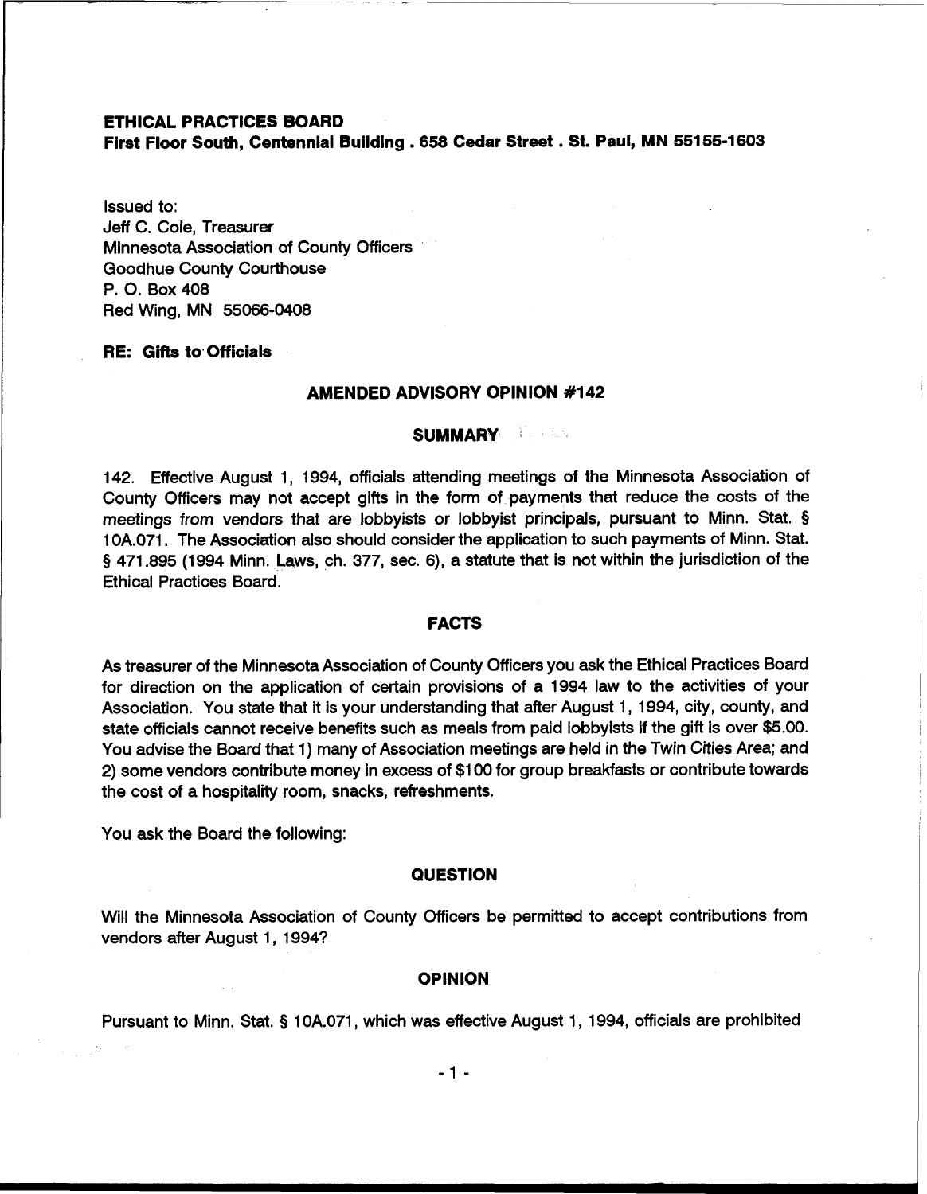**ETHICAL PRACTICES BOARD**
**First Floor South, Centennial Building . 658 Cedar Street . St. Paul, MN 55155-1603**

Issued to:
Jeff C. Cole, Treasurer
Minnesota Association of County Officers
Goodhue County Courthouse
P. O. Box 408
Red Wing, MN 55066-0408

**RE: Gifts to Officials**

## AMENDED ADVISORY OPINION #142

### SUMMARY

142. Effective August 1, 1994, officials attending meetings of the Minnesota Association of County Officers may not accept gifts in the form of payments that reduce the costs of the meetings from vendors that are lobbyists or lobbyist principals, pursuant to Minn. Stat. § 10A.071. The Association also should consider the application to such payments of Minn. Stat. § 471.895 (1994 Minn. Laws, ch. 377, sec. 6), a statute that is not within the jurisdiction of the Ethical Practices Board.

### FACTS

As treasurer of the Minnesota Association of County Officers you ask the Ethical Practices Board for direction on the application of certain provisions of a 1994 law to the activities of your Association. You state that it is your understanding that after August 1, 1994, city, county, and state officials cannot receive benefits such as meals from paid lobbyists if the gift is over $5.00. You advise the Board that 1) many of Association meetings are held in the Twin Cities Area; and 2) some vendors contribute money in excess of $100 for group breakfasts or contribute towards the cost of a hospitality room, snacks, refreshments.

You ask the Board the following:

### QUESTION

Will the Minnesota Association of County Officers be permitted to accept contributions from vendors after August 1, 1994?

### OPINION

Pursuant to Minn. Stat. § 10A.071, which was effective August 1, 1994, officials are prohibited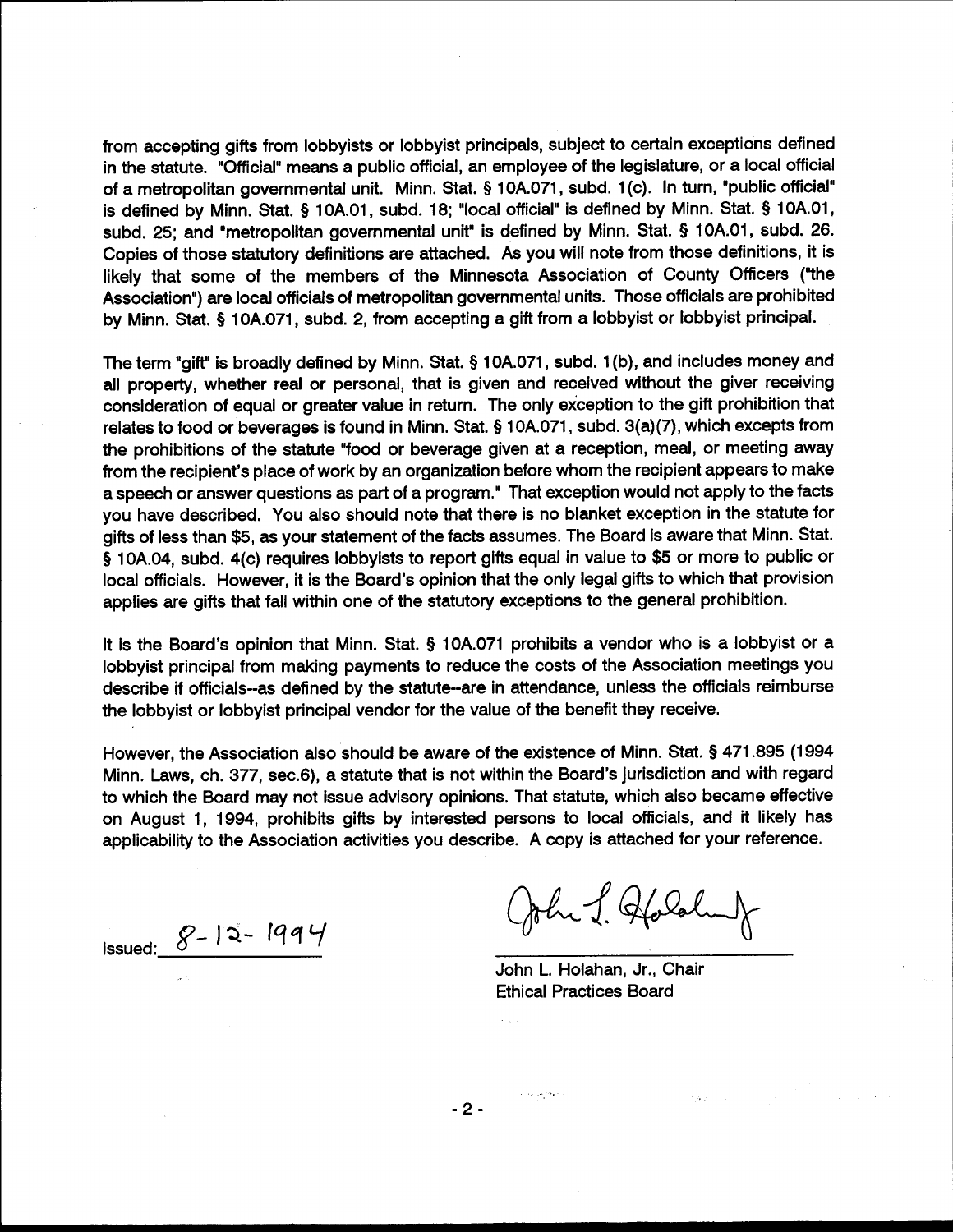from accepting gifts from lobbyists or lobbyist principals, subject to certain exceptions defined in the statute. "Official" means a public official, an employee of the legislature, or a local official of a metropolitan governmental unit. Minn. Stat. § 10A.071, subd. 1(c). In turn, "public official" is defined by Minn. Stat. § 10A.01, subd. 18; "local official" is defined by Minn. Stat. § 10A.01, subd. 25; and "metropolitan governmental unit" is defined by Minn. Stat. § 10A.01, subd. 26. Copies of those statutory definitions are attached. As you will note from those definitions, it is likely that some of the members of the Minnesota Association of County Officers ("the Association") are local officials of metropolitan governmental units. Those officials are prohibited by Minn. Stat. § 10A.071, subd. 2, from accepting a gift from a lobbyist or lobbyist principal.

The term "gift" is broadly defined by Minn. Stat. § 10A.071, subd. 1(b), and includes money and all property, whether real or personal, that is given and received without the giver receiving consideration of equal or greater value in return. The only exception to the gift prohibition that relates to food or beverages is found in Minn. Stat. § 10A.071, subd. 3(a)(7), which excepts from the prohibitions of the statute "food or beverage given at a reception, meal, or meeting away from the recipient's place of work by an organization before whom the recipient appears to make a speech or answer questions as part of a program." That exception would not apply to the facts you have described. You also should note that there is no blanket exception in the statute for gifts of less than $5, as your statement of the facts assumes. The Board is aware that Minn. Stat. § 10A.04, subd. 4(c) requires lobbyists to report gifts equal in value to $5 or more to public or local officials. However, it is the Board's opinion that the only legal gifts to which that provision applies are gifts that fall within one of the statutory exceptions to the general prohibition.

It is the Board's opinion that Minn. Stat. § 10A.071 prohibits a vendor who is a lobbyist or a lobbyist principal from making payments to reduce the costs of the Association meetings you describe if officials--as defined by the statute--are in attendance, unless the officials reimburse the lobbyist or lobbyist principal vendor for the value of the benefit they receive.

However, the Association also should be aware of the existence of Minn. Stat. § 471.895 (1994 Minn. Laws, ch. 377, sec.6), a statute that is not within the Board's jurisdiction and with regard to which the Board may not issue advisory opinions. That statute, which also became effective on August 1, 1994, prohibits gifts by interested persons to local officials, and it likely has applicability to the Association activities you describe. A copy is attached for your reference.

Issued: 8-12-1994

John L. Holahan, Jr., Chair
Ethical Practices Board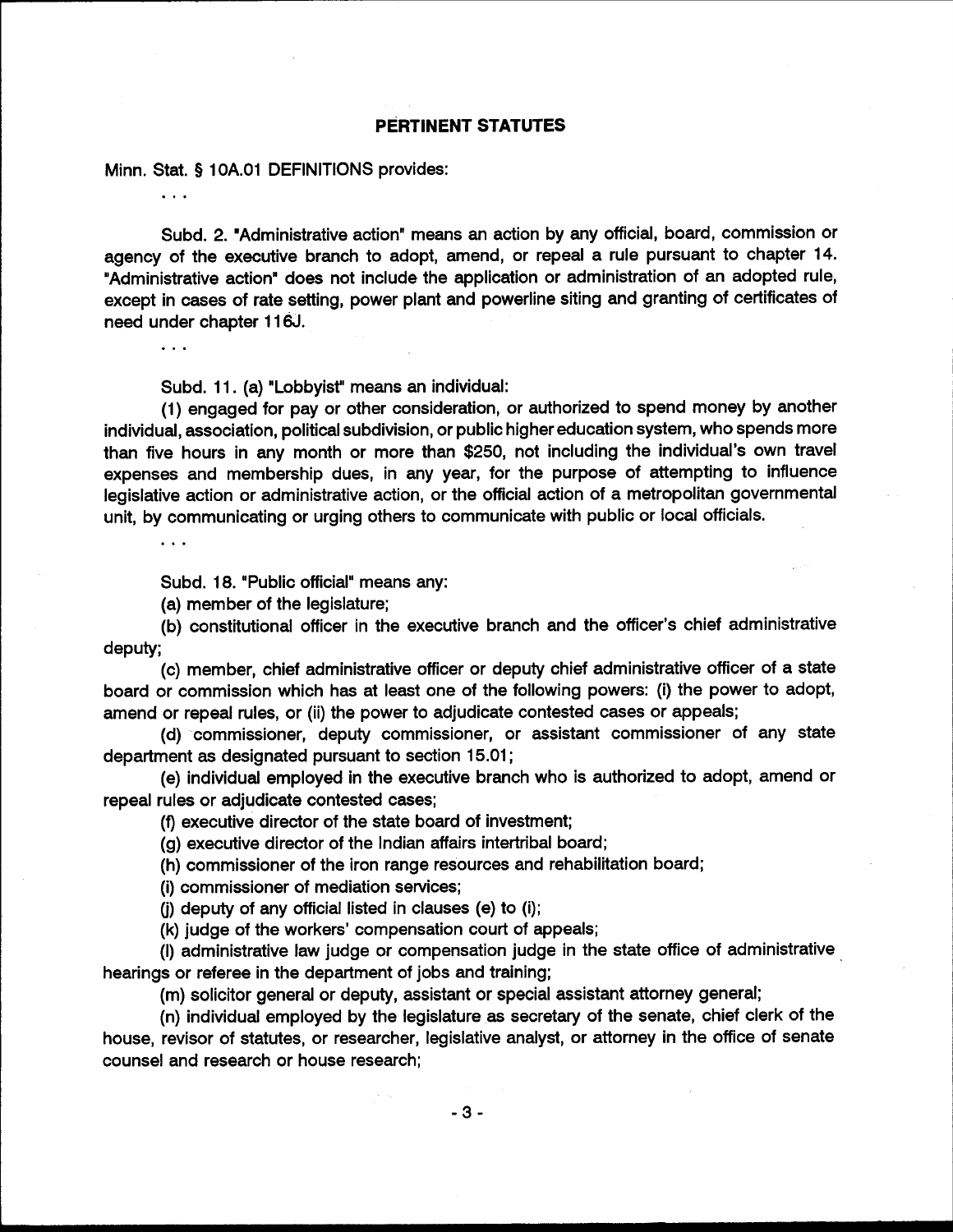## PERTINENT STATUTES

Minn. Stat. § 10A.01 DEFINITIONS provides:

. . .

Subd. 2. "Administrative action" means an action by any official, board, commission or agency of the executive branch to adopt, amend, or repeal a rule pursuant to chapter 14. "Administrative action" does not include the application or administration of an adopted rule, except in cases of rate setting, power plant and powerline siting and granting of certificates of need under chapter 116J.

. . .

Subd. 11. (a) "Lobbyist" means an individual:

(1) engaged for pay or other consideration, or authorized to spend money by another individual, association, political subdivision, or public higher education system, who spends more than five hours in any month or more than $250, not including the individual's own travel expenses and membership dues, in any year, for the purpose of attempting to influence legislative action or administrative action, or the official action of a metropolitan governmental unit, by communicating or urging others to communicate with public or local officials.

. . .

Subd. 18. "Public official" means any:

(a) member of the legislature;

(b) constitutional officer in the executive branch and the officer's chief administrative deputy;

(c) member, chief administrative officer or deputy chief administrative officer of a state board or commission which has at least one of the following powers: (i) the power to adopt, amend or repeal rules, or (ii) the power to adjudicate contested cases or appeals;

(d) commissioner, deputy commissioner, or assistant commissioner of any state department as designated pursuant to section 15.01;

(e) individual employed in the executive branch who is authorized to adopt, amend or repeal rules or adjudicate contested cases;

(f) executive director of the state board of investment;

(g) executive director of the Indian affairs intertribal board;

(h) commissioner of the iron range resources and rehabilitation board;

(i) commissioner of mediation services;

(j) deputy of any official listed in clauses (e) to (i);

(k) judge of the workers' compensation court of appeals;

(l) administrative law judge or compensation judge in the state office of administrative hearings or referee in the department of jobs and training;

(m) solicitor general or deputy, assistant or special assistant attorney general;

(n) individual employed by the legislature as secretary of the senate, chief clerk of the house, revisor of statutes, or researcher, legislative analyst, or attorney in the office of senate counsel and research or house research;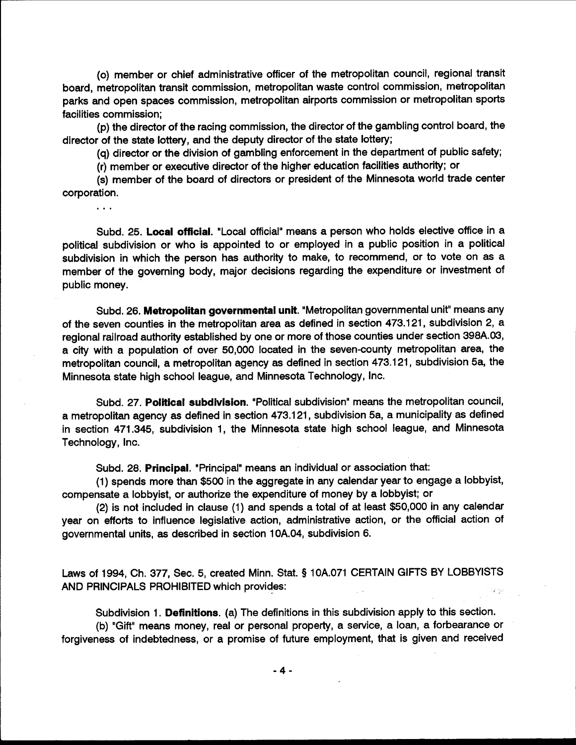(o) member or chief administrative officer of the metropolitan council, regional transit board, metropolitan transit commission, metropolitan waste control commission, metropolitan parks and open spaces commission, metropolitan airports commission or metropolitan sports facilities commission;

(p) the director of the racing commission, the director of the gambling control board, the director of the state lottery, and the deputy director of the state lottery;

(q) director or the division of gambling enforcement in the department of public safety;

(r) member or executive director of the higher education facilities authority; or

(s) member of the board of directors or president of the Minnesota world trade center corporation.

. . .

Subd. 25. **Local official**. "Local official" means a person who holds elective office in a political subdivision or who is appointed to or employed in a public position in a political subdivision in which the person has authority to make, to recommend, or to vote on as a member of the governing body, major decisions regarding the expenditure or investment of public money.

Subd. 26. **Metropolitan governmental unit**. "Metropolitan governmental unit" means any of the seven counties in the metropolitan area as defined in section 473.121, subdivision 2, a regional railroad authority established by one or more of those counties under section 398A.03, a city with a population of over 50,000 located in the seven-county metropolitan area, the metropolitan council, a metropolitan agency as defined in section 473.121, subdivision 5a, the Minnesota state high school league, and Minnesota Technology, Inc.

Subd. 27. **Political subdivision**. "Political subdivision" means the metropolitan council, a metropolitan agency as defined in section 473.121, subdivision 5a, a municipality as defined in section 471.345, subdivision 1, the Minnesota state high school league, and Minnesota Technology, Inc.

Subd. 28. **Principal**. "Principal" means an individual or association that:

(1) spends more than $500 in the aggregate in any calendar year to engage a lobbyist, compensate a lobbyist, or authorize the expenditure of money by a lobbyist; or

(2) is not included in clause (1) and spends a total of at least $50,000 in any calendar year on efforts to influence legislative action, administrative action, or the official action of governmental units, as described in section 10A.04, subdivision 6.

Laws of 1994, Ch. 377, Sec. 5, created Minn. Stat. § 10A.071 CERTAIN GIFTS BY LOBBYISTS AND PRINCIPALS PROHIBITED which provides:

Subdivision 1. **Definitions**. (a) The definitions in this subdivision apply to this section.

(b) "Gift" means money, real or personal property, a service, a loan, a forbearance or forgiveness of indebtedness, or a promise of future employment, that is given and received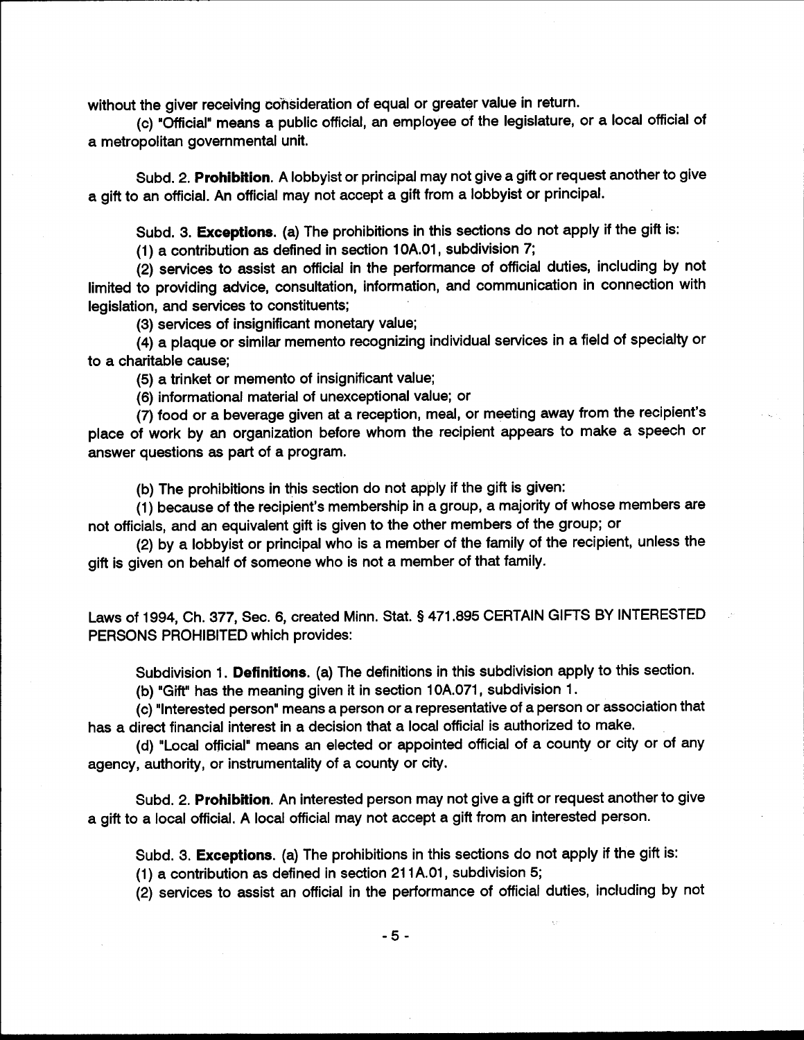without the giver receiving consideration of equal or greater value in return.

(c) "Official" means a public official, an employee of the legislature, or a local official of a metropolitan governmental unit.

Subd. 2. **Prohibition.** A lobbyist or principal may not give a gift or request another to give a gift to an official. An official may not accept a gift from a lobbyist or principal.

Subd. 3. **Exceptions.** (a) The prohibitions in this sections do not apply if the gift is:

(1) a contribution as defined in section 10A.01, subdivision 7;

(2) services to assist an official in the performance of official duties, including by not limited to providing advice, consultation, information, and communication in connection with legislation, and services to constituents;

(3) services of insignificant monetary value;

(4) a plaque or similar memento recognizing individual services in a field of specialty or to a charitable cause;

(5) a trinket or memento of insignificant value;

(6) informational material of unexceptional value; or

(7) food or a beverage given at a reception, meal, or meeting away from the recipient's place of work by an organization before whom the recipient appears to make a speech or answer questions as part of a program.

(b) The prohibitions in this section do not apply if the gift is given:

(1) because of the recipient's membership in a group, a majority of whose members are not officials, and an equivalent gift is given to the other members of the group; or

(2) by a lobbyist or principal who is a member of the family of the recipient, unless the gift is given on behalf of someone who is not a member of that family.

Laws of 1994, Ch. 377, Sec. 6, created Minn. Stat. § 471.895 CERTAIN GIFTS BY INTERESTED PERSONS PROHIBITED which provides:

Subdivision 1. **Definitions.** (a) The definitions in this subdivision apply to this section.

(b) "Gift" has the meaning given it in section 10A.071, subdivision 1.

(c) "Interested person" means a person or a representative of a person or association that has a direct financial interest in a decision that a local official is authorized to make.

(d) "Local official" means an elected or appointed official of a county or city or of any agency, authority, or instrumentality of a county or city.

Subd. 2. **Prohibition.** An interested person may not give a gift or request another to give a gift to a local official. A local official may not accept a gift from an interested person.

Subd. 3. **Exceptions.** (a) The prohibitions in this sections do not apply if the gift is:

(1) a contribution as defined in section 211A.01, subdivision 5;

(2) services to assist an official in the performance of official duties, including by not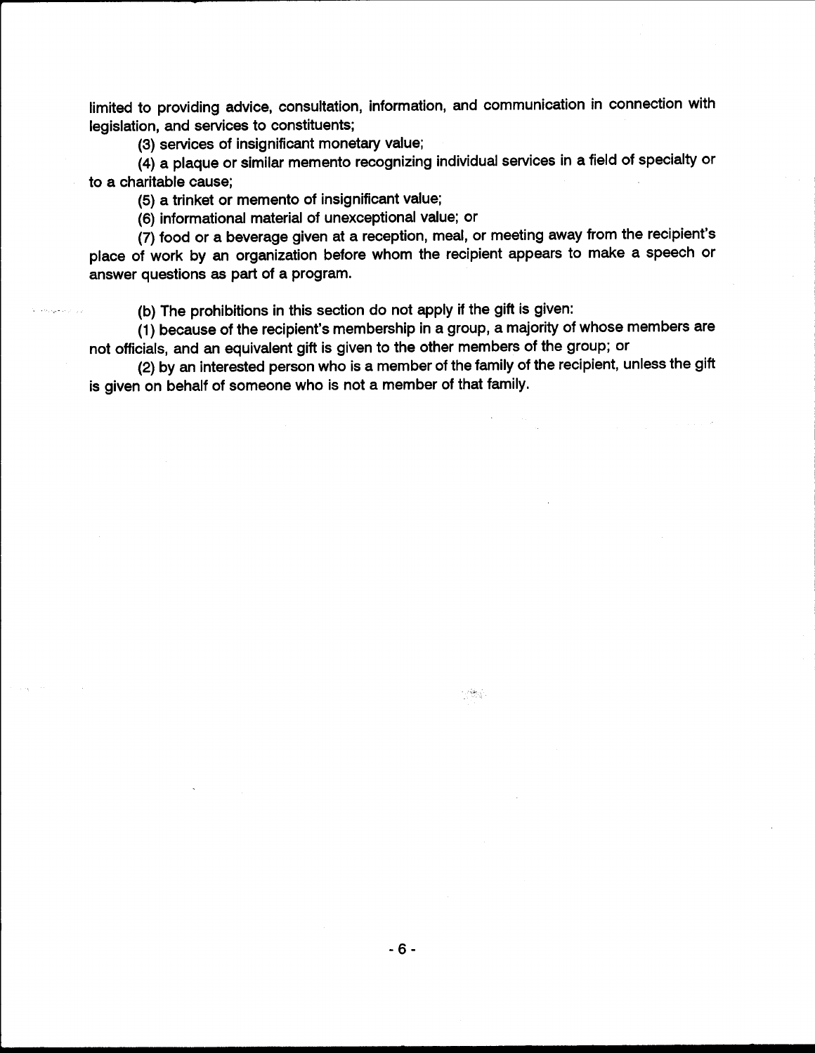limited to providing advice, consultation, information, and communication in connection with legislation, and services to constituents;

(3) services of insignificant monetary value;

(4) a plaque or similar memento recognizing individual services in a field of specialty or to a charitable cause;

(5) a trinket or memento of insignificant value;

(6) informational material of unexceptional value; or

(7) food or a beverage given at a reception, meal, or meeting away from the recipient's place of work by an organization before whom the recipient appears to make a speech or answer questions as part of a program.

(b) The prohibitions in this section do not apply if the gift is given:

(1) because of the recipient's membership in a group, a majority of whose members are not officials, and an equivalent gift is given to the other members of the group; or

(2) by an interested person who is a member of the family of the recipient, unless the gift is given on behalf of someone who is not a member of that family.